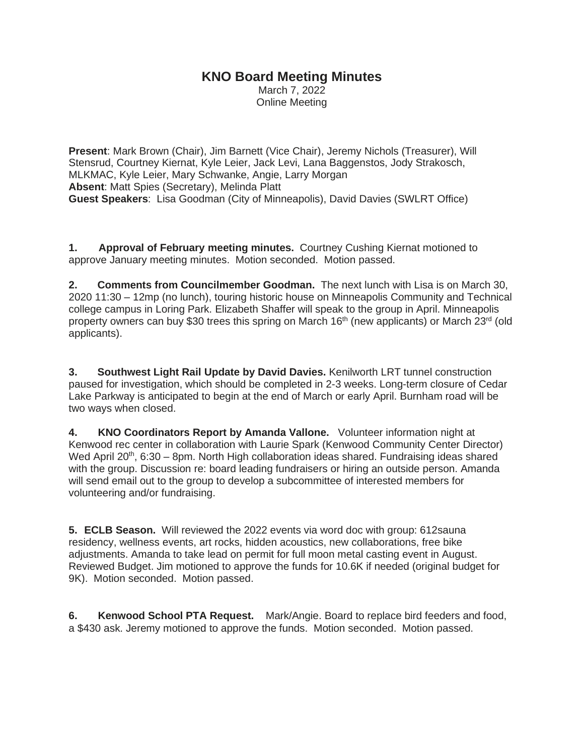# KNO Board Meeting Minutes

March 7, 2022
Online Meeting

**Present**: Mark Brown (Chair), Jim Barnett (Vice Chair), Jeremy Nichols (Treasurer), Will Stensrud, Courtney Kiernat, Kyle Leier, Jack Levi, Lana Baggenstos, Jody Strakosch, MLKMAC, Kyle Leier, Mary Schwanke, Angie, Larry Morgan
**Absent**: Matt Spies (Secretary), Melinda Platt
**Guest Speakers**: Lisa Goodman (City of Minneapolis), David Davies (SWLRT Office)

**1. Approval of February meeting minutes.** Courtney Cushing Kiernat motioned to approve January meeting minutes. Motion seconded. Motion passed.

**2. Comments from Councilmember Goodman.** The next lunch with Lisa is on March 30, 2020 11:30 – 12mp (no lunch), touring historic house on Minneapolis Community and Technical college campus in Loring Park. Elizabeth Shaffer will speak to the group in April. Minneapolis property owners can buy $30 trees this spring on March 16th (new applicants) or March 23rd (old applicants).

**3. Southwest Light Rail Update by David Davies.** Kenilworth LRT tunnel construction paused for investigation, which should be completed in 2-3 weeks. Long-term closure of Cedar Lake Parkway is anticipated to begin at the end of March or early April. Burnham road will be two ways when closed.

**4. KNO Coordinators Report by Amanda Vallone.** Volunteer information night at Kenwood rec center in collaboration with Laurie Spark (Kenwood Community Center Director) Wed April 20th, 6:30 – 8pm. North High collaboration ideas shared. Fundraising ideas shared with the group. Discussion re: board leading fundraisers or hiring an outside person. Amanda will send email out to the group to develop a subcommittee of interested members for volunteering and/or fundraising.

**5. ECLB Season.** Will reviewed the 2022 events via word doc with group: 612sauna residency, wellness events, art rocks, hidden acoustics, new collaborations, free bike adjustments. Amanda to take lead on permit for full moon metal casting event in August. Reviewed Budget. Jim motioned to approve the funds for 10.6K if needed (original budget for 9K). Motion seconded. Motion passed.

**6. Kenwood School PTA Request.** Mark/Angie. Board to replace bird feeders and food, a $430 ask. Jeremy motioned to approve the funds. Motion seconded. Motion passed.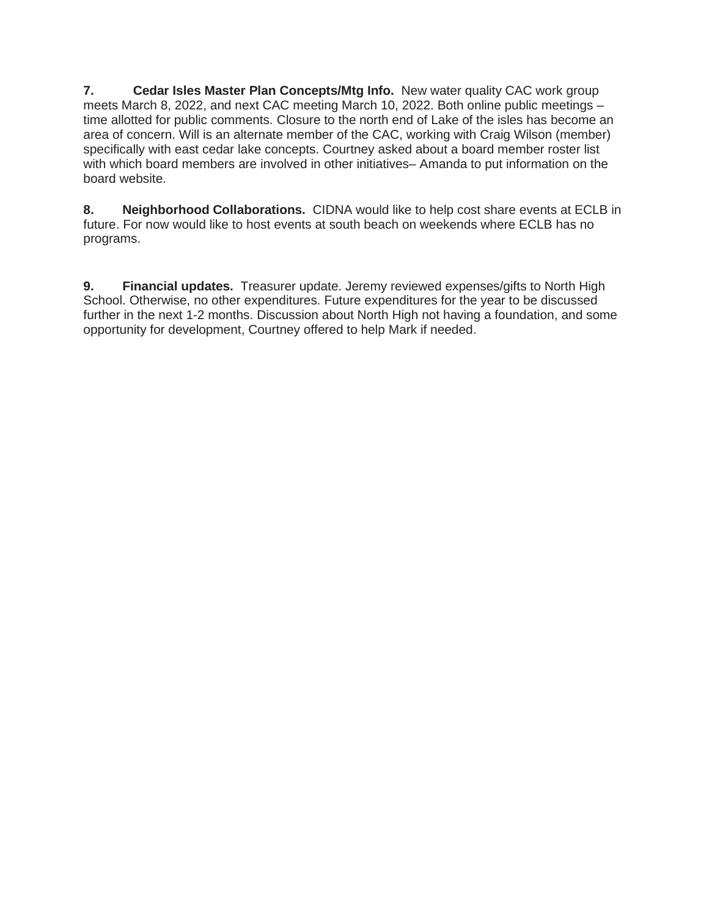**7.** **Cedar Isles Master Plan Concepts/Mtg Info.** New water quality CAC work group meets March 8, 2022, and next CAC meeting March 10, 2022. Both online public meetings – time allotted for public comments. Closure to the north end of Lake of the isles has become an area of concern. Will is an alternate member of the CAC, working with Craig Wilson (member) specifically with east cedar lake concepts. Courtney asked about a board member roster list with which board members are involved in other initiatives– Amanda to put information on the board website.

**8.** **Neighborhood Collaborations.** CIDNA would like to help cost share events at ECLB in future. For now would like to host events at south beach on weekends where ECLB has no programs.

**9.** **Financial updates.** Treasurer update. Jeremy reviewed expenses/gifts to North High School. Otherwise, no other expenditures. Future expenditures for the year to be discussed further in the next 1-2 months. Discussion about North High not having a foundation, and some opportunity for development, Courtney offered to help Mark if needed.